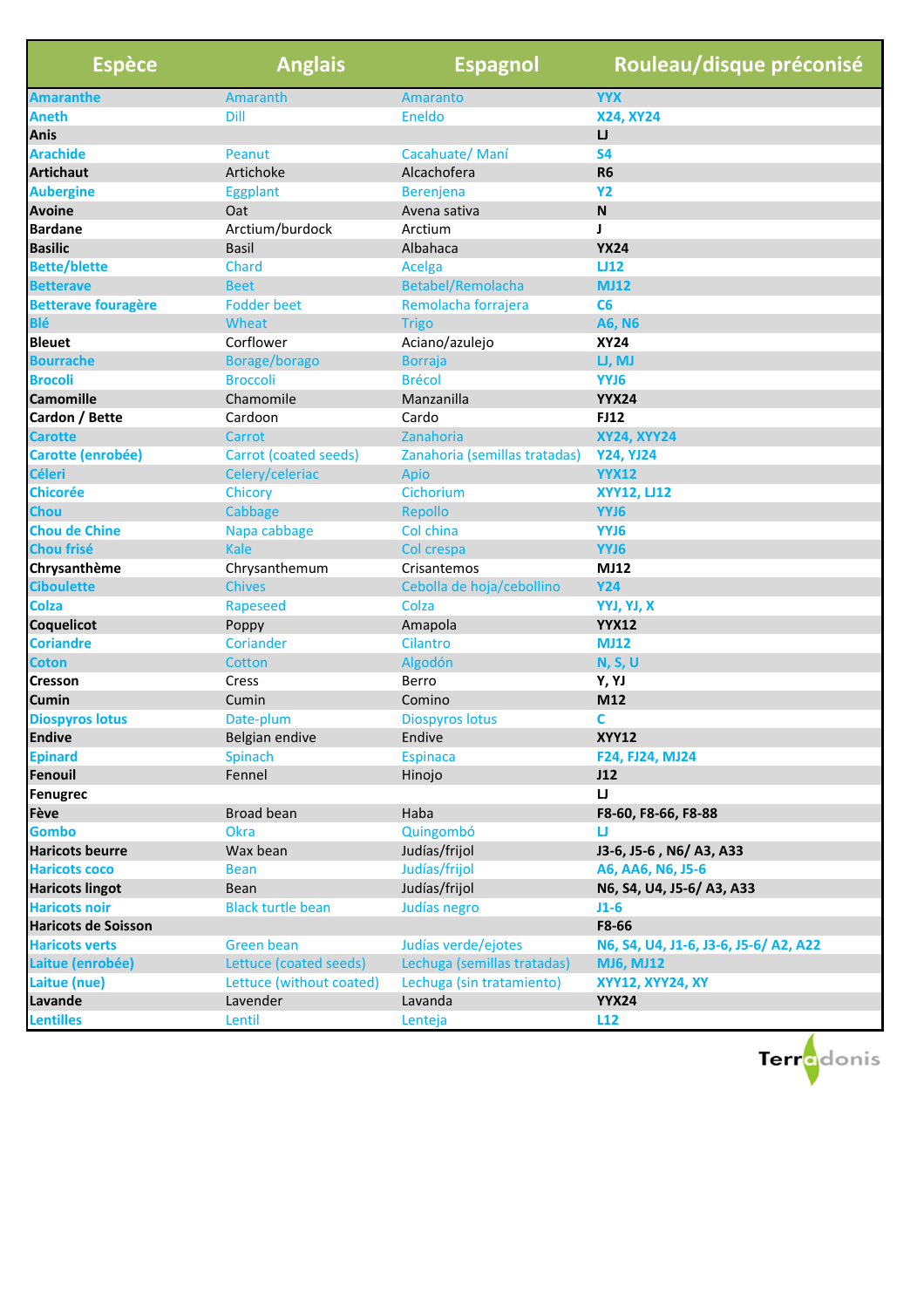| Espèce | Anglais | Espagnol | Rouleau/disque préconisé |
|---|---|---|---|
| Amaranthe | Amaranth | Amaranto | YYX |
| Aneth | Dill | Eneldo | X24, XY24 |
| Anis | | | LJ |
| Arachide | Peanut | Cacahuate/ Maní | S4 |
| Artichaut | Artichoke | Alcachofera | R6 |
| Aubergine | Eggplant | Berenjena | Y2 |
| Avoine | Oat | Avena sativa | N |
| Bardane | Arctium/burdock | Arctium | J |
| Basilic | Basil | Albahaca | YX24 |
| Bette/blette | Chard | Acelga | LJ12 |
| Betterave | Beet | Betabel/Remolacha | MJ12 |
| Betterave fouragère | Fodder beet | Remolacha forrajera | C6 |
| Blé | Wheat | Trigo | A6, N6 |
| Bleuet | Corflower | Aciano/azulejo | XY24 |
| Bourrache | Borage/borago | Borraja | LJ, MJ |
| Brocoli | Broccoli | Brécol | YYJ6 |
| Camomille | Chamomile | Manzanilla | YYX24 |
| Cardon / Bette | Cardoon | Cardo | FJ12 |
| Carotte | Carrot | Zanahoria | XY24, XYY24 |
| Carotte (enrobée) | Carrot (coated seeds) | Zanahoria (semillas tratadas) | Y24, YJ24 |
| Céleri | Celery/celeriac | Apio | YYX12 |
| Chicorée | Chicory | Cichorium | XYY12, LJ12 |
| Chou | Cabbage | Repollo | YYJ6 |
| Chou de Chine | Napa cabbage | Col china | YYJ6 |
| Chou frisé | Kale | Col crespa | YYJ6 |
| Chrysanthème | Chrysanthemum | Crisantemos | MJ12 |
| Ciboulette | Chives | Cebolla de hoja/cebollino | Y24 |
| Colza | Rapeseed | Colza | YYJ, YJ, X |
| Coquelicot | Poppy | Amapola | YYX12 |
| Coriandre | Coriander | Cilantro | MJ12 |
| Coton | Cotton | Algodón | N, S, U |
| Cresson | Cress | Berro | Y, YJ |
| Cumin | Cumin | Comino | M12 |
| Diospyros lotus | Date-plum | Diospyros lotus | C |
| Endive | Belgian endive | Endive | XYY12 |
| Epinard | Spinach | Espinaca | F24, FJ24, MJ24 |
| Fenouil | Fennel | Hinojo | J12 |
| Fenugrec | | | LJ |
| Fève | Broad bean | Haba | F8-60, F8-66, F8-88 |
| Gombo | Okra | Quingombó | LJ |
| Haricots beurre | Wax bean | Judías/frijol | J3-6, J5-6 , N6/ A3, A33 |
| Haricots coco | Bean | Judías/frijol | A6, AA6, N6, J5-6 |
| Haricots lingot | Bean | Judías/frijol | N6, S4, U4, J5-6/ A3, A33 |
| Haricots noir | Black turtle bean | Judías negro | J1-6 |
| Haricots de Soisson | | | F8-66 |
| Haricots verts | Green bean | Judías verde/ejotes | N6, S4, U4, J1-6, J3-6, J5-6/ A2, A22 |
| Laitue (enrobée) | Lettuce (coated seeds) | Lechuga (semillas tratadas) | MJ6, MJ12 |
| Laitue (nue) | Lettuce (without coated) | Lechuga (sin tratamiento) | XYY12, XYY24, XY |
| Lavande | Lavender | Lavanda | YYX24 |
| Lentilles | Lentil | Lenteja | L12 |

Terradonis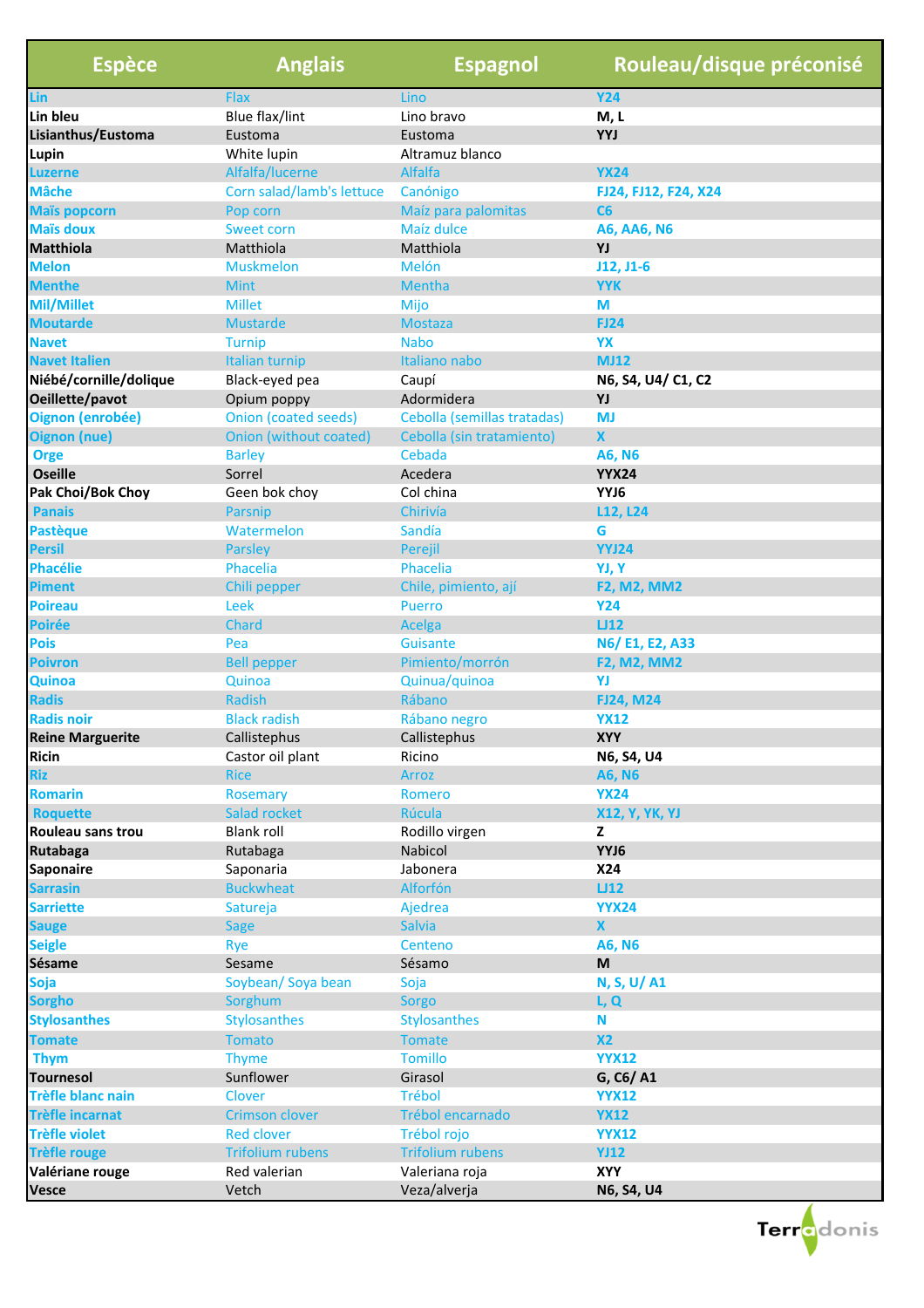| Espèce | Anglais | Espagnol | Rouleau/disque préconisé |
|---|---|---|---|
| Lin | Flax | Lino | Y24 |
| Lin bleu | Blue flax/lint | Lino bravo | M, L |
| Lisianthus/Eustoma | Eustoma | Eustoma | YYJ |
| Lupin | White lupin | Altramuz blanco | |
| Luzerne | Alfalfa/lucerne | Alfalfa | YX24 |
| Mâche | Corn salad/lamb's lettuce | Canónigo | FJ24, FJ12, F24, X24 |
| Maïs popcorn | Pop corn | Maíz para palomitas | C6 |
| Maïs doux | Sweet corn | Maíz dulce | A6, AA6, N6 |
| Matthiola | Matthiola | Matthiola | YJ |
| Melon | Muskmelon | Melón | J12, J1-6 |
| Menthe | Mint | Mentha | YYK |
| Mil/Millet | Millet | Mijo | M |
| Moutarde | Mustarde | Mostaza | FJ24 |
| Navet | Turnip | Nabo | YX |
| Navet Italien | Italian turnip | Italiano nabo | MJ12 |
| Niébé/cornille/dolique | Black-eyed pea | Caupí | N6, S4, U4/ C1, C2 |
| Oeillette/pavot | Opium poppy | Adormidera | YJ |
| Oignon (enrobée) | Onion (coated seeds) | Cebolla (semillas tratadas) | MJ |
| Oignon (nue) | Onion (without coated) | Cebolla (sin tratamiento) | X |
| Orge | Barley | Cebada | A6, N6 |
| Oseille | Sorrel | Acedera | YYX24 |
| Pak Choi/Bok Choy | Geen bok choy | Col china | YYJ6 |
| Panais | Parsnip | Chirivía | L12, L24 |
| Pastèque | Watermelon | Sandía | G |
| Persil | Parsley | Perejil | YYJ24 |
| Phacélie | Phacelia | Phacelia | YJ, Y |
| Piment | Chili pepper | Chile, pimiento, ají | F2, M2, MM2 |
| Poireau | Leek | Puerro | Y24 |
| Poirée | Chard | Acelga | LJ12 |
| Pois | Pea | Guisante | N6/ E1, E2, A33 |
| Poivron | Bell pepper | Pimiento/morrón | F2, M2, MM2 |
| Quinoa | Quinoa | Quinua/quinoa | YJ |
| Radis | Radish | Rábano | FJ24, M24 |
| Radis noir | Black radish | Rábano negro | YX12 |
| Reine Marguerite | Callistephus | Callistephus | XYY |
| Ricin | Castor oil plant | Ricino | N6, S4, U4 |
| Riz | Rice | Arroz | A6, N6 |
| Romarin | Rosemary | Romero | YX24 |
| Roquette | Salad rocket | Rúcula | X12, Y, YK, YJ |
| Rouleau sans trou | Blank roll | Rodillo virgen | Z |
| Rutabaga | Rutabaga | Nabicol | YYJ6 |
| Saponaire | Saponaria | Jabonera | X24 |
| Sarrasin | Buckwheat | Alforfón | LJ12 |
| Sarriette | Satureja | Ajedrea | YYX24 |
| Sauge | Sage | Salvia | X |
| Seigle | Rye | Centeno | A6, N6 |
| Sésame | Sesame | Sésamo | M |
| Soja | Soybean/ Soya bean | Soja | N, S, U/ A1 |
| Sorgho | Sorghum | Sorgo | L, Q |
| Stylosanthes | Stylosanthes | Stylosanthes | N |
| Tomate | Tomato | Tomate | X2 |
| Thym | Thyme | Tomillo | YYX12 |
| Tournesol | Sunflower | Girasol | G, C6/ A1 |
| Trèfle blanc nain | Clover | Trébol | YYX12 |
| Trèfle incarnat | Crimson clover | Trébol encarnado | YX12 |
| Trèfle violet | Red clover | Trébol rojo | YYX12 |
| Trèfle rouge | Trifolium rubens | Trifolium rubens | YJ12 |
| Valériane rouge | Red valerian | Valeriana roja | XYY |
| Vesce | Vetch | Veza/alverja | N6, S4, U4 |

Terradonis